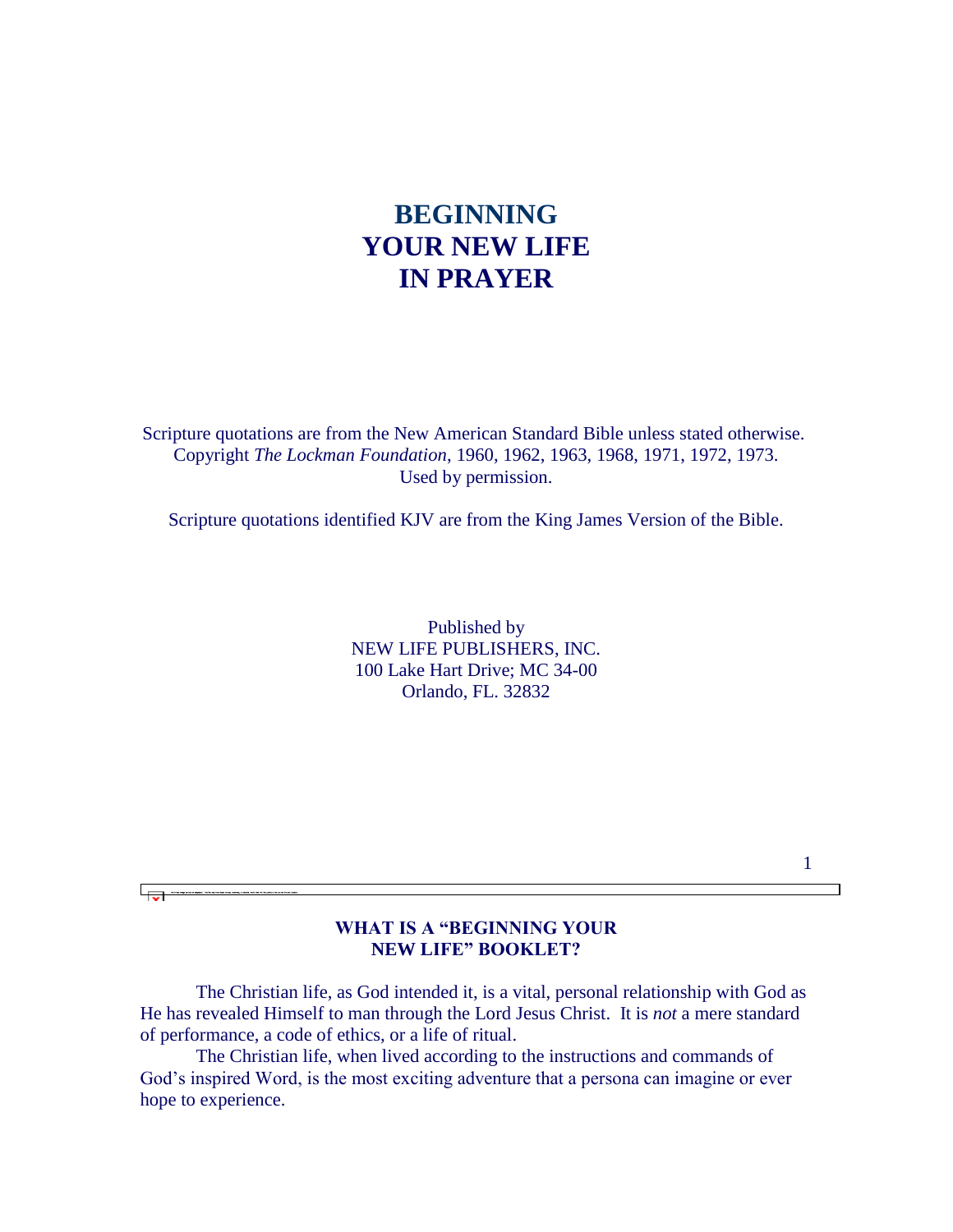# BEGINNING YOUR NEW LIFE IN PRAYER

Scripture quotations are from the New American Standard Bible unless stated otherwise. Copyright *The Lockman Foundation*, 1960, 1962, 1963, 1968, 1971, 1972, 1973. Used by permission.

Scripture quotations identified KJV are from the King James Version of the Bible.

Published by
NEW LIFE PUBLISHERS, INC.
100 Lake Hart Drive; MC 34-00
Orlando, FL. 32832

## WHAT IS A "BEGINNING YOUR NEW LIFE" BOOKLET?

The Christian life, as God intended it, is a vital, personal relationship with God as He has revealed Himself to man through the Lord Jesus Christ. It is *not* a mere standard of performance, a code of ethics, or a life of ritual.

The Christian life, when lived according to the instructions and commands of God's inspired Word, is the most exciting adventure that a persona can imagine or ever hope to experience.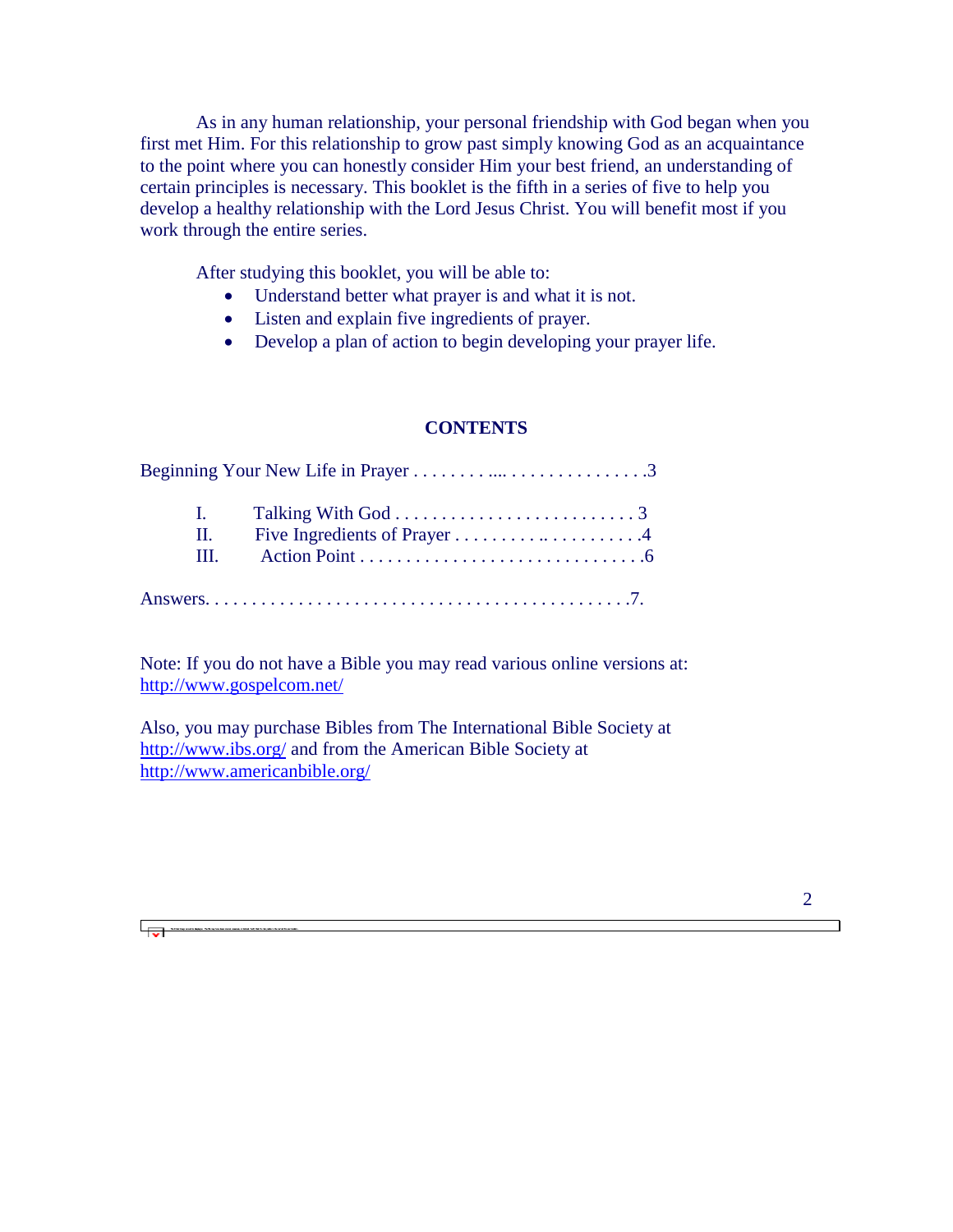As in any human relationship, your personal friendship with God began when you first met Him. For this relationship to grow past simply knowing God as an acquaintance to the point where you can honestly consider Him your best friend, an understanding of certain principles is necessary. This booklet is the fifth in a series of five to help you develop a healthy relationship with the Lord Jesus Christ. You will benefit most if you work through the entire series.

After studying this booklet, you will be able to:

- Understand better what prayer is and what it is not.
- Listen and explain five ingredients of prayer.
- Develop a plan of action to begin developing your prayer life.

## CONTENTS

Beginning Your New Life in Prayer . . . . . . . . .... . . . . . . . . . . . . . . . .3

I. Talking With God . . . . . . . . . . . . . . . . . . . . . . . . . . 3
II. Five Ingredients of Prayer . . . . . . . . . .. . . . . . . . . . .4
III. Action Point . . . . . . . . . . . . . . . . . . . . . . . . . . . . . . .6

Answers. . . . . . . . . . . . . . . . . . . . . . . . . . . . . . . . . . . . . . . . . . . . .7.

Note: If you do not have a Bible you may read various online versions at:
http://www.gospelcom.net/

Also, you may purchase Bibles from The International Bible Society at http://www.ibs.org/ and from the American Bible Society at http://www.americanbible.org/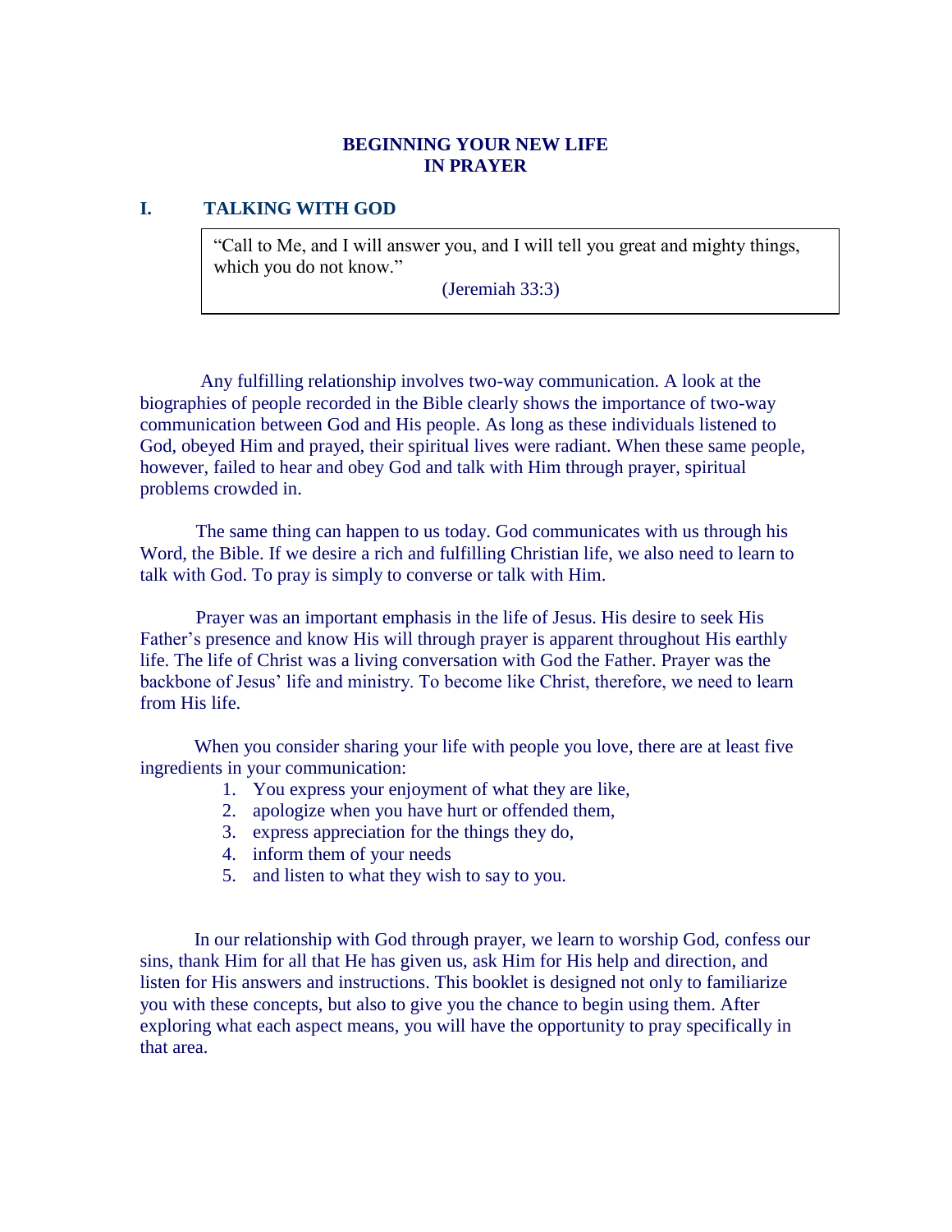# BEGINNING YOUR NEW LIFE IN PRAYER

## I. TALKING WITH GOD

> "Call to Me, and I will answer you, and I will tell you great and mighty things, which you do not know."
>
> (Jeremiah 33:3)

Any fulfilling relationship involves two-way communication. A look at the biographies of people recorded in the Bible clearly shows the importance of two-way communication between God and His people. As long as these individuals listened to God, obeyed Him and prayed, their spiritual lives were radiant. When these same people, however, failed to hear and obey God and talk with Him through prayer, spiritual problems crowded in.

The same thing can happen to us today. God communicates with us through his Word, the Bible. If we desire a rich and fulfilling Christian life, we also need to learn to talk with God. To pray is simply to converse or talk with Him.

Prayer was an important emphasis in the life of Jesus. His desire to seek His Father's presence and know His will through prayer is apparent throughout His earthly life. The life of Christ was a living conversation with God the Father. Prayer was the backbone of Jesus' life and ministry. To become like Christ, therefore, we need to learn from His life.

When you consider sharing your life with people you love, there are at least five ingredients in your communication:

1. You express your enjoyment of what they are like,
2. apologize when you have hurt or offended them,
3. express appreciation for the things they do,
4. inform them of your needs
5. and listen to what they wish to say to you.

In our relationship with God through prayer, we learn to worship God, confess our sins, thank Him for all that He has given us, ask Him for His help and direction, and listen for His answers and instructions. This booklet is designed not only to familiarize you with these concepts, but also to give you the chance to begin using them. After exploring what each aspect means, you will have the opportunity to pray specifically in that area.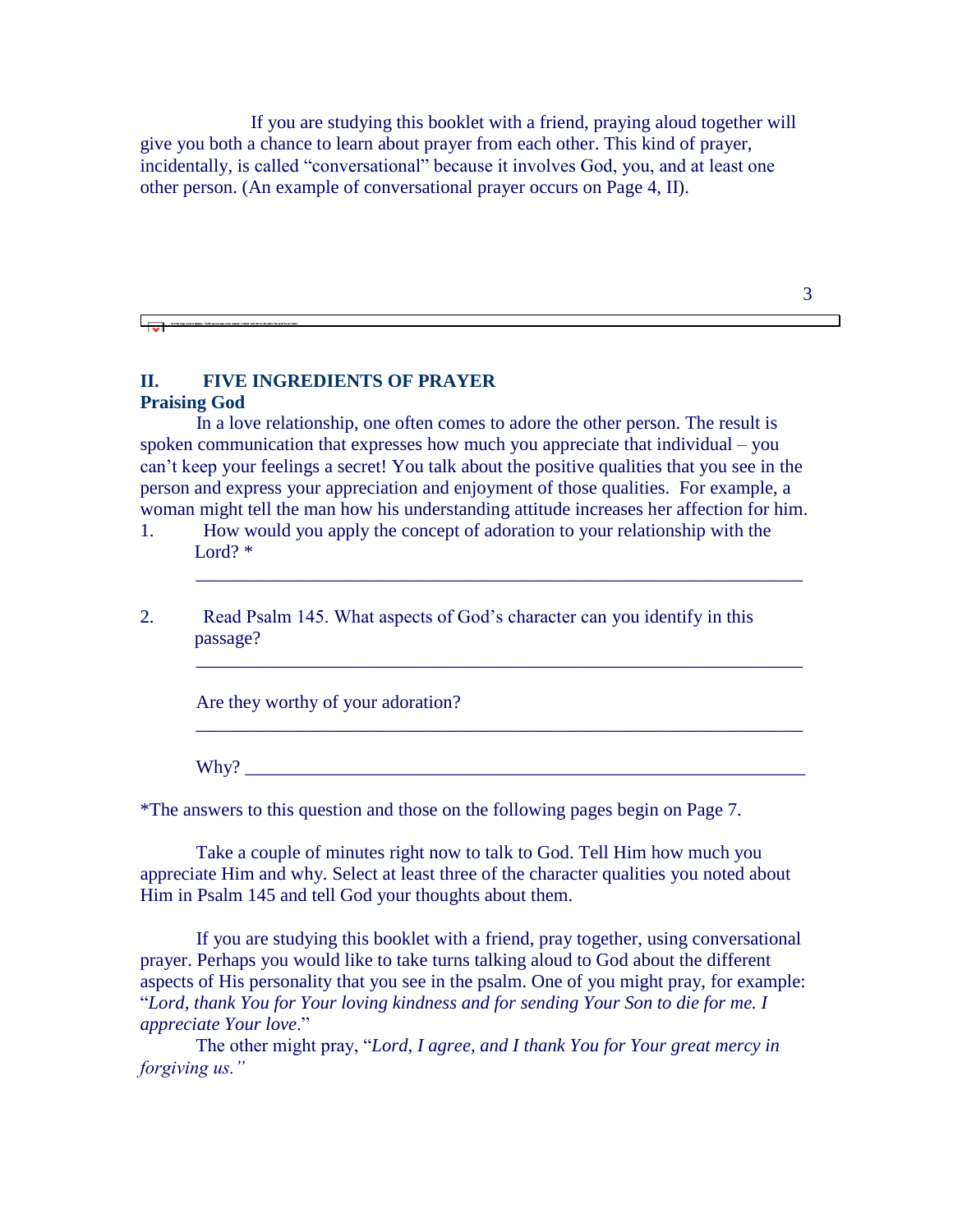If you are studying this booklet with a friend, praying aloud together will give you both a chance to learn about prayer from each other. This kind of prayer, incidentally, is called "conversational" because it involves God, you, and at least one other person. (An example of conversational prayer occurs on Page 4, II).

## II. FIVE INGREDIENTS OF PRAYER

### Praising God

In a love relationship, one often comes to adore the other person. The result is spoken communication that expresses how much you appreciate that individual – you can't keep your feelings a secret! You talk about the positive qualities that you see in the person and express your appreciation and enjoyment of those qualities. For example, a woman might tell the man how his understanding attitude increases her affection for him.

1. How would you apply the concept of adoration to your relationship with the Lord? *

   _______________________________________________________________

2. Read Psalm 145. What aspects of God's character can you identify in this passage?

   _______________________________________________________________

   Are they worthy of your adoration?

   _______________________________________________________________

   Why? ___________________________________________________________

*The answers to this question and those on the following pages begin on Page 7.

Take a couple of minutes right now to talk to God. Tell Him how much you appreciate Him and why. Select at least three of the character qualities you noted about Him in Psalm 145 and tell God your thoughts about them.

If you are studying this booklet with a friend, pray together, using conversational prayer. Perhaps you would like to take turns talking aloud to God about the different aspects of His personality that you see in the psalm. One of you might pray, for example: "*Lord, thank You for Your loving kindness and for sending Your Son to die for me. I appreciate Your love*."

The other might pray, "*Lord, I agree, and I thank You for Your great mercy in forgiving us.*"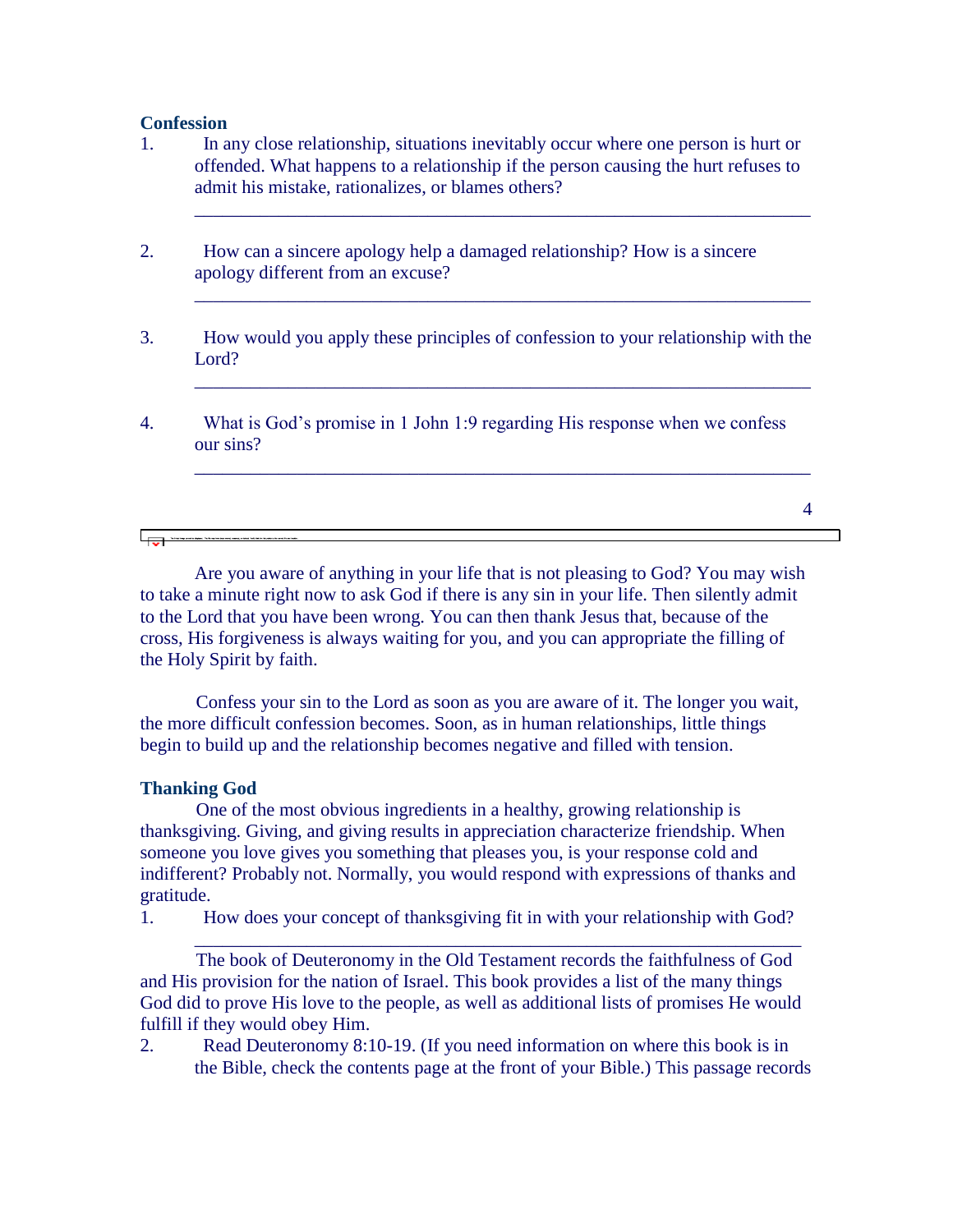**Confession**

1. In any close relationship, situations inevitably occur where one person is hurt or offended. What happens to a relationship if the person causing the hurt refuses to admit his mistake, rationalizes, or blames others?

   ___________________________________________________________________

2. How can a sincere apology help a damaged relationship? How is a sincere apology different from an excuse?

   ___________________________________________________________________

3. How would you apply these principles of confession to your relationship with the Lord?

   ___________________________________________________________________

4. What is God's promise in 1 John 1:9 regarding His response when we confess our sins?

   ___________________________________________________________________

Are you aware of anything in your life that is not pleasing to God? You may wish to take a minute right now to ask God if there is any sin in your life. Then silently admit to the Lord that you have been wrong. You can then thank Jesus that, because of the cross, His forgiveness is always waiting for you, and you can appropriate the filling of the Holy Spirit by faith.

Confess your sin to the Lord as soon as you are aware of it. The longer you wait, the more difficult confession becomes. Soon, as in human relationships, little things begin to build up and the relationship becomes negative and filled with tension.

**Thanking God**

One of the most obvious ingredients in a healthy, growing relationship is thanksgiving. Giving, and giving results in appreciation characterize friendship. When someone you love gives you something that pleases you, is your response cold and indifferent? Probably not. Normally, you would respond with expressions of thanks and gratitude.

1. How does your concept of thanksgiving fit in with your relationship with God?

   ___________________________________________________________________

The book of Deuteronomy in the Old Testament records the faithfulness of God and His provision for the nation of Israel. This book provides a list of the many things God did to prove His love to the people, as well as additional lists of promises He would fulfill if they would obey Him.

2. Read Deuteronomy 8:10-19. (If you need information on where this book is in the Bible, check the contents page at the front of your Bible.) This passage records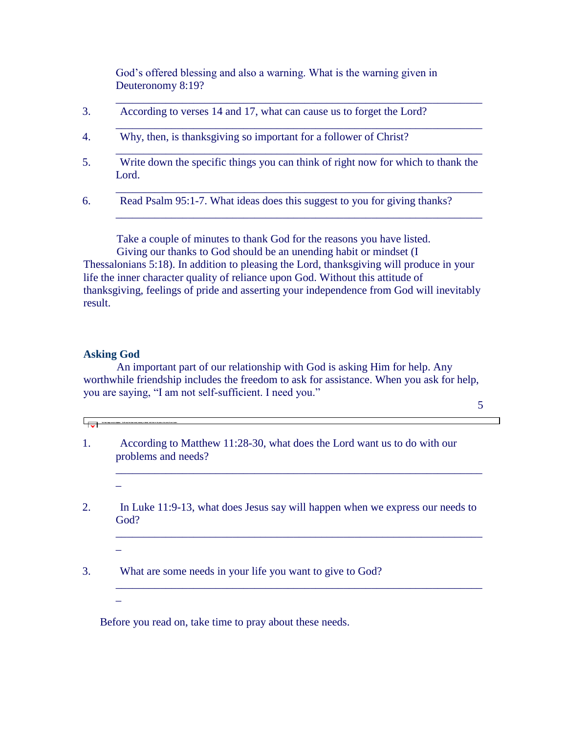God's offered blessing and also a warning. What is the warning given in Deuteronomy 8:19?

______________________________________________________________

3. According to verses 14 and 17, what can cause us to forget the Lord?

______________________________________________________________

4. Why, then, is thanksgiving so important for a follower of Christ?

______________________________________________________________

5. Write down the specific things you can think of right now for which to thank the Lord.

______________________________________________________________

6. Read Psalm 95:1-7. What ideas does this suggest to you for giving thanks?

______________________________________________________________

Take a couple of minutes to thank God for the reasons you have listed.

Giving our thanks to God should be an unending habit or mindset (I Thessalonians 5:18). In addition to pleasing the Lord, thanksgiving will produce in your life the inner character quality of reliance upon God. Without this attitude of thanksgiving, feelings of pride and asserting your independence from God will inevitably result.

### Asking God

An important part of our relationship with God is asking Him for help. Any worthwhile friendship includes the freedom to ask for assistance. When you ask for help, you are saying, "I am not self-sufficient. I need you."

1. According to Matthew 11:28-30, what does the Lord want us to do with our problems and needs?

______________________________________________________________

2. In Luke 11:9-13, what does Jesus say will happen when we express our needs to God?

______________________________________________________________

3. What are some needs in your life you want to give to God?

______________________________________________________________

Before you read on, take time to pray about these needs.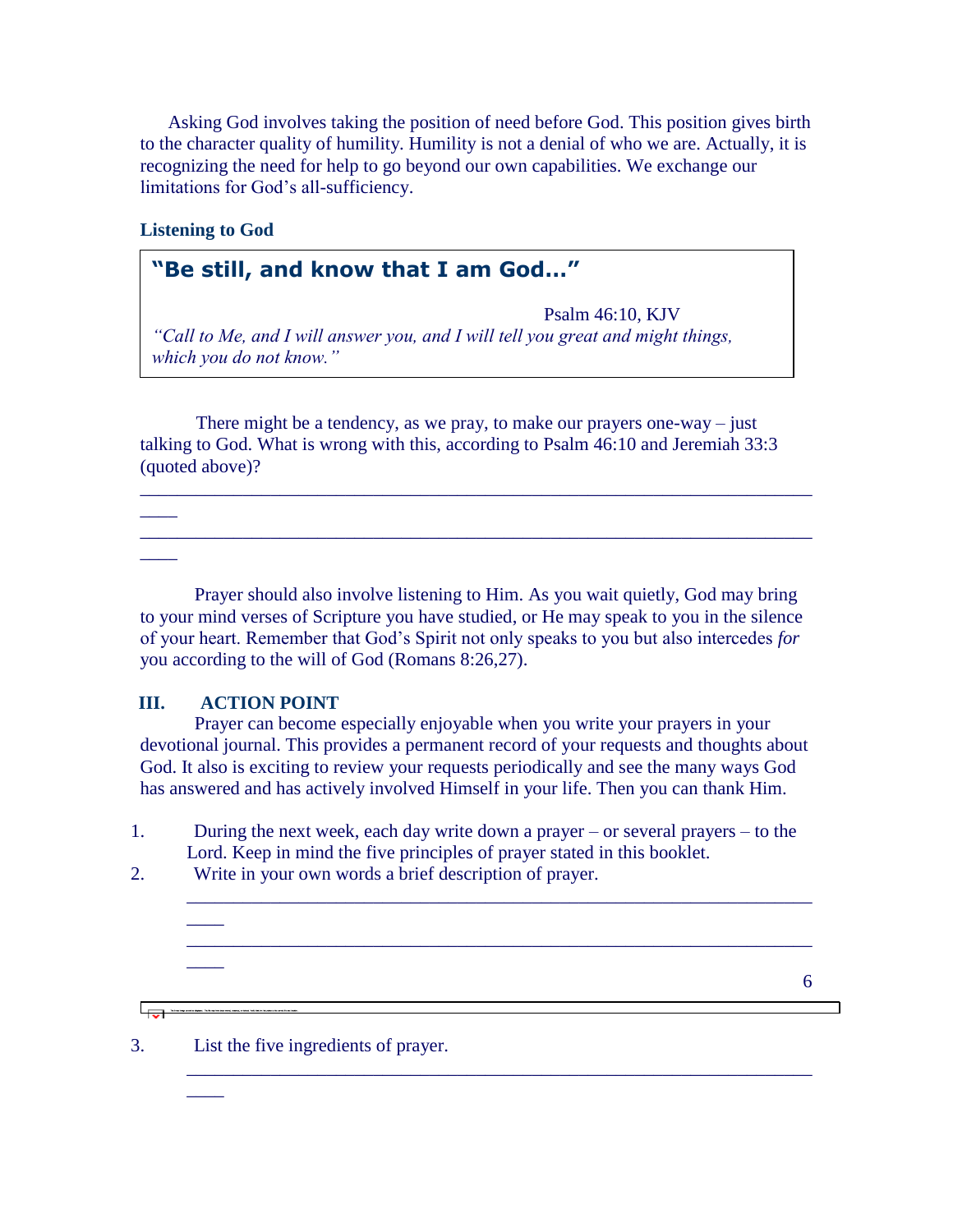Asking God involves taking the position of need before God. This position gives birth to the character quality of humility. Humility is not a denial of who we are. Actually, it is recognizing the need for help to go beyond our own capabilities. We exchange our limitations for God's all-sufficiency.

**Listening to God**

> **"Be still, and know that I am God…"**
>
> Psalm 46:10, KJV
>
> *"Call to Me, and I will answer you, and I will tell you great and might things, which you do not know."*

There might be a tendency, as we pray, to make our prayers one-way – just talking to God. What is wrong with this, according to Psalm 46:10 and Jeremiah 33:3 (quoted above)?

______________________________________________________________________________

______________________________________________________________________________

Prayer should also involve listening to Him. As you wait quietly, God may bring to your mind verses of Scripture you have studied, or He may speak to you in the silence of your heart. Remember that God's Spirit not only speaks to you but also intercedes *for* you according to the will of God (Romans 8:26,27).

## III. ACTION POINT

Prayer can become especially enjoyable when you write your prayers in your devotional journal. This provides a permanent record of your requests and thoughts about God. It also is exciting to review your requests periodically and see the many ways God has answered and has actively involved Himself in your life. Then you can thank Him.

1. During the next week, each day write down a prayer – or several prayers – to the Lord. Keep in mind the five principles of prayer stated in this booklet.
2. Write in your own words a brief description of prayer.

   ______________________________________________________________________________

   ______________________________________________________________________________

3. List the five ingredients of prayer.

   ______________________________________________________________________________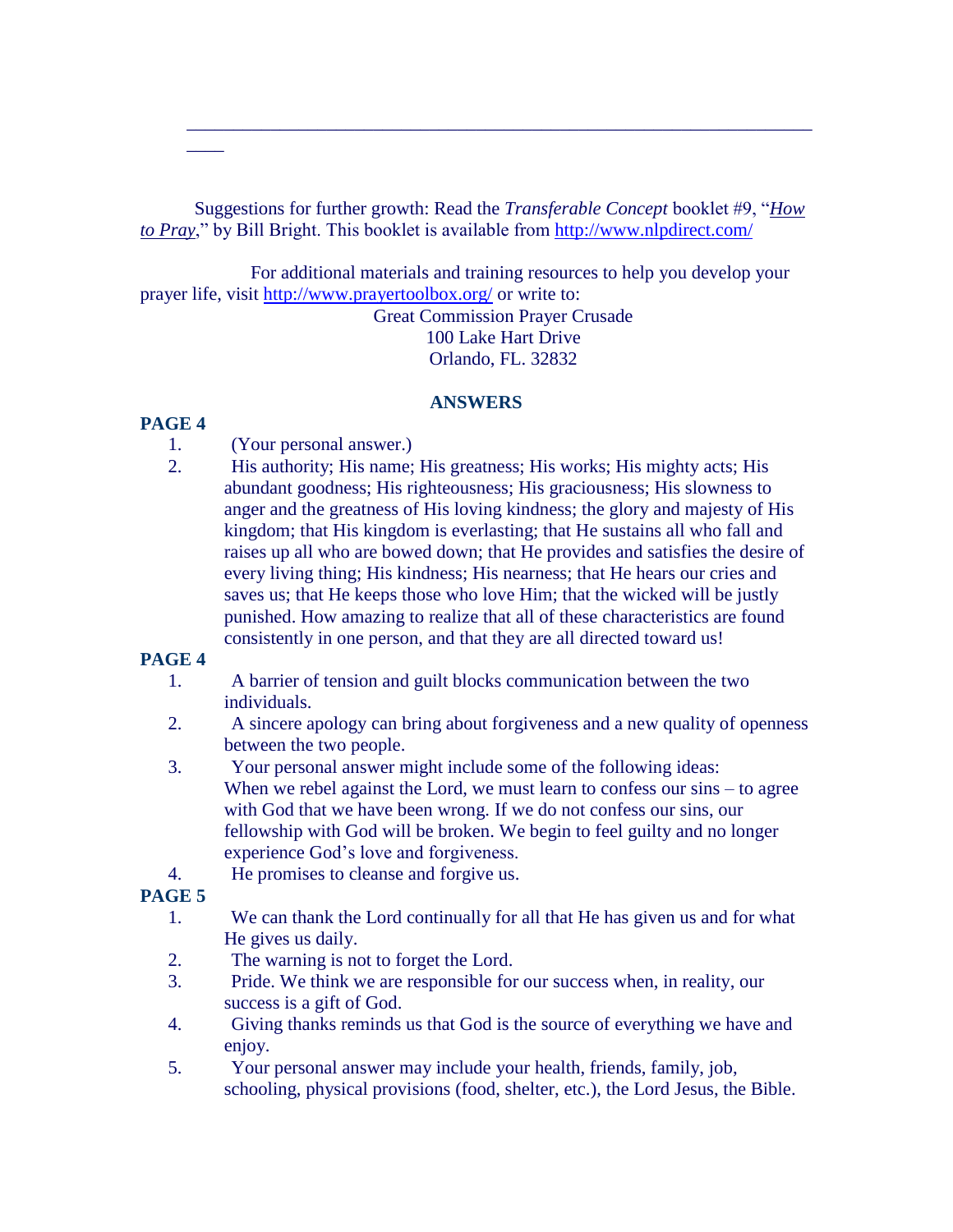______________________________________________________________________

Suggestions for further growth: Read the *Transferable Concept* booklet #9, "*How to Pray*," by Bill Bright. This booklet is available from http://www.nlpdirect.com/

For additional materials and training resources to help you develop your prayer life, visit http://www.prayertoolbox.org/ or write to:

Great Commission Prayer Crusade
100 Lake Hart Drive
Orlando, FL. 32832

## ANSWERS

**PAGE 4**

1. (Your personal answer.)
2. His authority; His name; His greatness; His works; His mighty acts; His abundant goodness; His righteousness; His graciousness; His slowness to anger and the greatness of His loving kindness; the glory and majesty of His kingdom; that His kingdom is everlasting; that He sustains all who fall and raises up all who are bowed down; that He provides and satisfies the desire of every living thing; His kindness; His nearness; that He hears our cries and saves us; that He keeps those who love Him; that the wicked will be justly punished. How amazing to realize that all of these characteristics are found consistently in one person, and that they are all directed toward us!

**PAGE 4**

1. A barrier of tension and guilt blocks communication between the two individuals.
2. A sincere apology can bring about forgiveness and a new quality of openness between the two people.
3. Your personal answer might include some of the following ideas: When we rebel against the Lord, we must learn to confess our sins – to agree with God that we have been wrong. If we do not confess our sins, our fellowship with God will be broken. We begin to feel guilty and no longer experience God's love and forgiveness.
4. He promises to cleanse and forgive us.

**PAGE 5**

1. We can thank the Lord continually for all that He has given us and for what He gives us daily.
2. The warning is not to forget the Lord.
3. Pride. We think we are responsible for our success when, in reality, our success is a gift of God.
4. Giving thanks reminds us that God is the source of everything we have and enjoy.
5. Your personal answer may include your health, friends, family, job, schooling, physical provisions (food, shelter, etc.), the Lord Jesus, the Bible.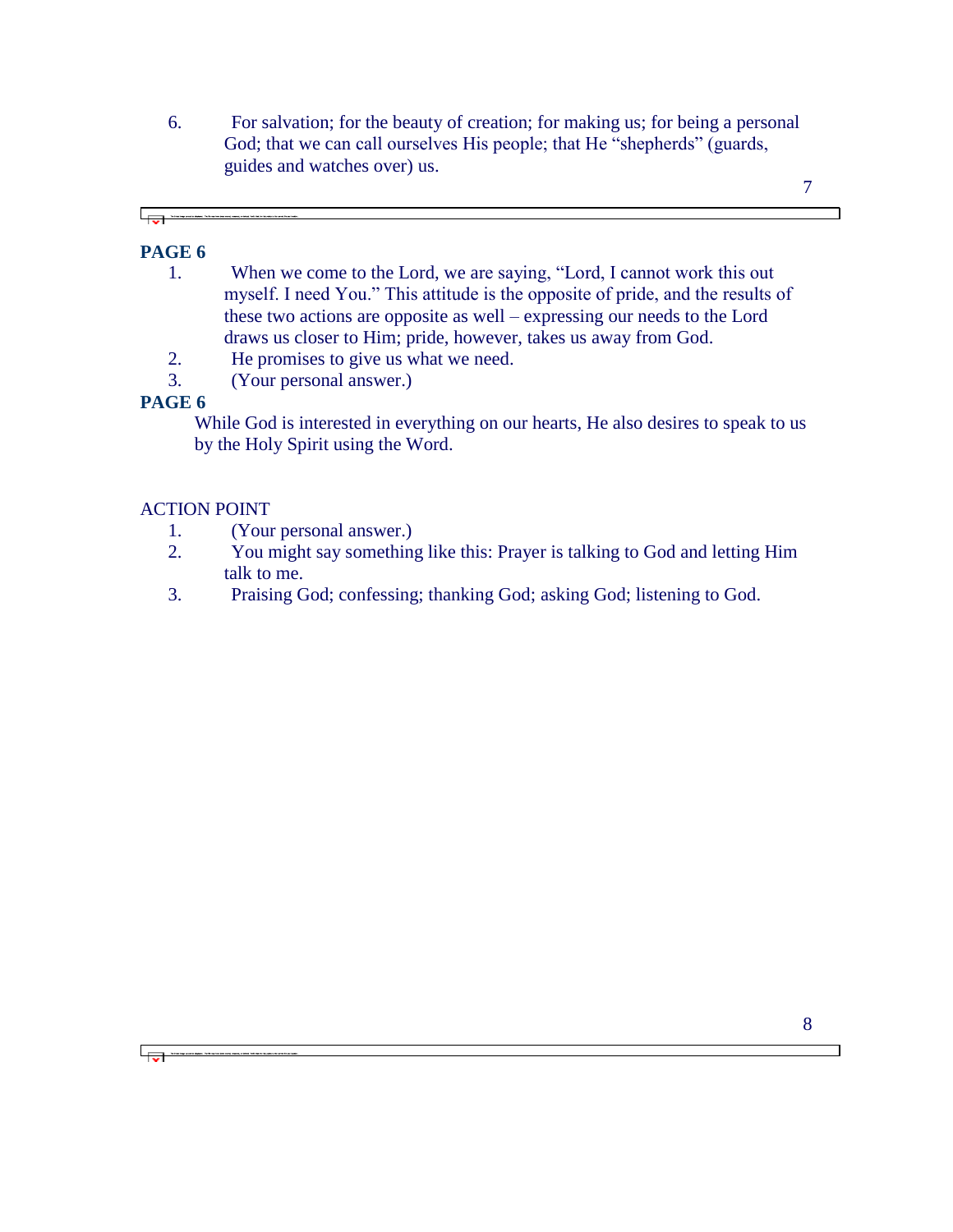6. For salvation; for the beauty of creation; for making us; for being a personal God; that we can call ourselves His people; that He "shepherds" (guards, guides and watches over) us.

**PAGE 6**

1. When we come to the Lord, we are saying, "Lord, I cannot work this out myself. I need You." This attitude is the opposite of pride, and the results of these two actions are opposite as well – expressing our needs to the Lord draws us closer to Him; pride, however, takes us away from God.
2. He promises to give us what we need.
3. (Your personal answer.)

**PAGE 6**

While God is interested in everything on our hearts, He also desires to speak to us by the Holy Spirit using the Word.

ACTION POINT

1. (Your personal answer.)
2. You might say something like this: Prayer is talking to God and letting Him talk to me.
3. Praising God; confessing; thanking God; asking God; listening to God.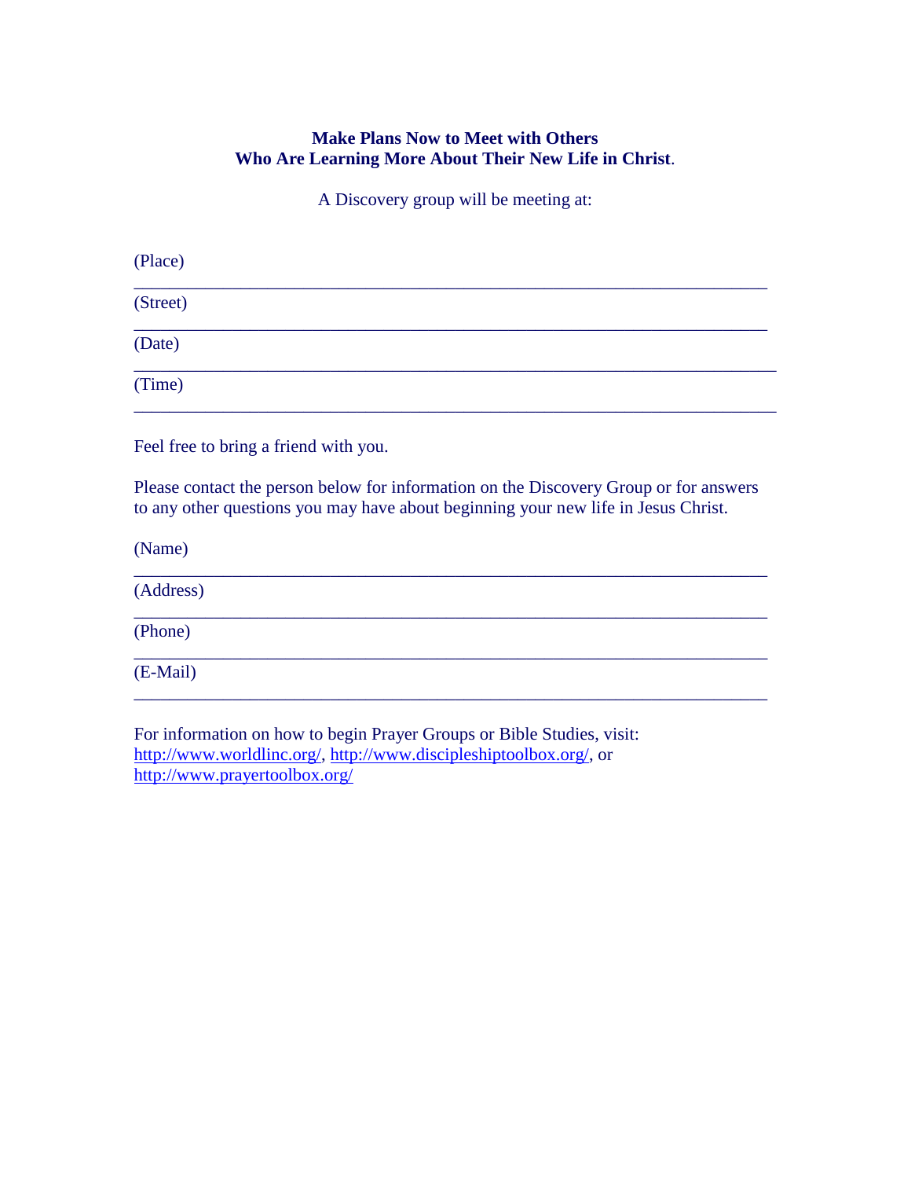**Make Plans Now to Meet with Others**
**Who Are Learning More About Their New Life in Christ**.

A Discovery group will be meeting at:

(Place)
_______________________________________________________________

(Street)
_______________________________________________________________

(Date)
_______________________________________________________________

(Time)
_______________________________________________________________

Feel free to bring a friend with you.

Please contact the person below for information on the Discovery Group or for answers to any other questions you may have about beginning your new life in Jesus Christ.

(Name)
_______________________________________________________________

(Address)
_______________________________________________________________

(Phone)
_______________________________________________________________

(E-Mail)
_______________________________________________________________

For information on how to begin Prayer Groups or Bible Studies, visit: http://www.worldlinc.org/, http://www.discipleshiptoolbox.org/, or http://www.prayertoolbox.org/